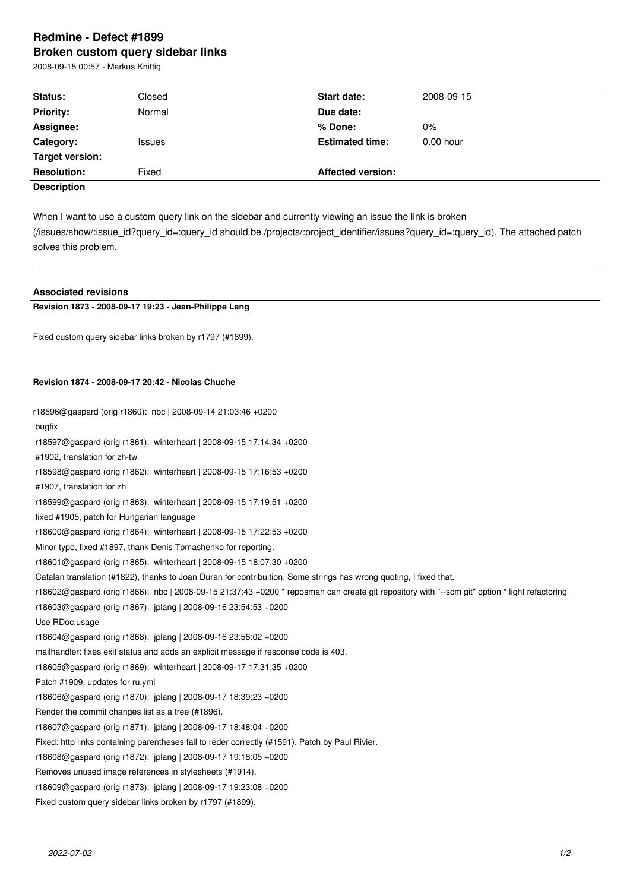# Redmine - Defect #1899

## Broken custom query sidebar links

2008-09-15 00:57 - Markus Knittig

| Status: | Closed | Start date: | 2008-09-15 |
|---|---|---|---|
| Priority: | Normal | Due date: | |
| Assignee: | | % Done: | 0% |
| Category: | Issues | Estimated time: | 0.00 hour |
| Target version: | | | |
| Resolution: | Fixed | Affected version: | |

**Description**

When I want to use a custom query link on the sidebar and currently viewing an issue the link is broken (/issues/show/:issue_id?query_id=:query_id should be /projects/:project_identifier/issues?query_id=:query_id). The attached patch solves this problem.

### Associated revisions

**Revision 1873 - 2008-09-17 19:23 - Jean-Philippe Lang**

Fixed custom query sidebar links broken by r1797 (#1899).

**Revision 1874 - 2008-09-17 20:42 - Nicolas Chuche**

r18596@gaspard (orig r1860): nbc | 2008-09-14 21:03:46 +0200
bugfix
r18597@gaspard (orig r1861): winterheart | 2008-09-15 17:14:34 +0200
#1902, translation for zh-tw
r18598@gaspard (orig r1862): winterheart | 2008-09-15 17:16:53 +0200
#1907, translation for zh
r18599@gaspard (orig r1863): winterheart | 2008-09-15 17:19:51 +0200
fixed #1905, patch for Hungarian language
r18600@gaspard (orig r1864): winterheart | 2008-09-15 17:22:53 +0200
Minor typo, fixed #1897, thank Denis Tomashenko for reporting.
r18601@gaspard (orig r1865): winterheart | 2008-09-15 18:07:30 +0200
Catalan translation (#1822), thanks to Joan Duran for contribuition. Some strings has wrong quoting, I fixed that.
r18602@gaspard (orig r1866): nbc | 2008-09-15 21:37:43 +0200 * reposman can create git repository with "--scm git" option * light refactoring
r18603@gaspard (orig r1867): jplang | 2008-09-16 23:54:53 +0200
Use RDoc.usage
r18604@gaspard (orig r1868): jplang | 2008-09-16 23:56:02 +0200
mailhandler: fixes exit status and adds an explicit message if response code is 403.
r18605@gaspard (orig r1869): winterheart | 2008-09-17 17:31:35 +0200
Patch #1909, updates for ru.yml
r18606@gaspard (orig r1870): jplang | 2008-09-17 18:39:23 +0200
Render the commit changes list as a tree (#1896).
r18607@gaspard (orig r1871): jplang | 2008-09-17 18:48:04 +0200
Fixed: http links containing parentheses fail to reder correctly (#1591). Patch by Paul Rivier.
r18608@gaspard (orig r1872): jplang | 2008-09-17 19:18:05 +0200
Removes unused image references in stylesheets (#1914).
r18609@gaspard (orig r1873): jplang | 2008-09-17 19:23:08 +0200
Fixed custom query sidebar links broken by r1797 (#1899).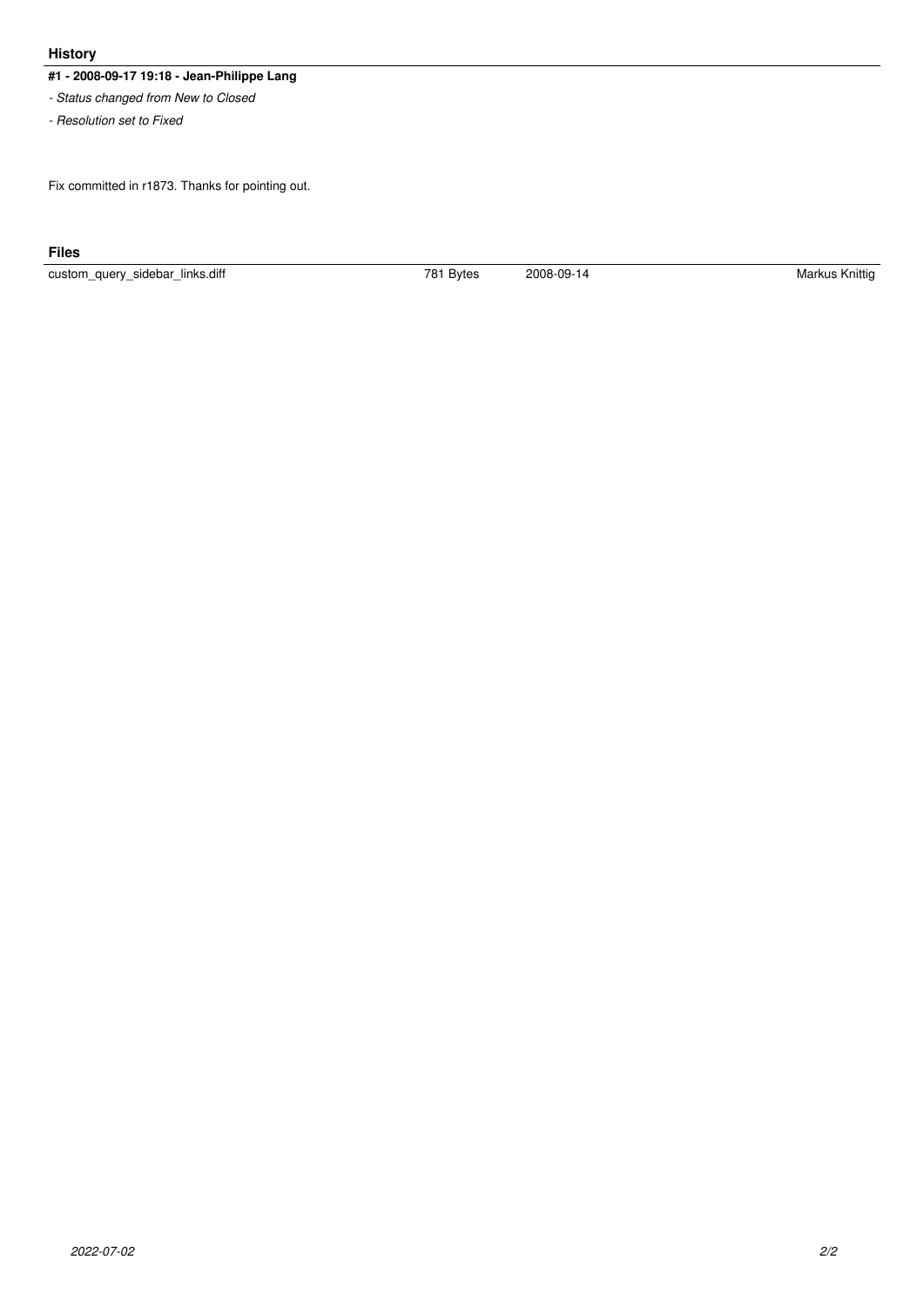## History

### #1 - 2008-09-17 19:18 - Jean-Philippe Lang

*- Status changed from New to Closed*

*- Resolution set to Fixed*

Fix committed in r1873. Thanks for pointing out.

## Files

| | | | |
|---|---|---|---|
| custom_query_sidebar_links.diff | 781 Bytes | 2008-09-14 | Markus Knittig |